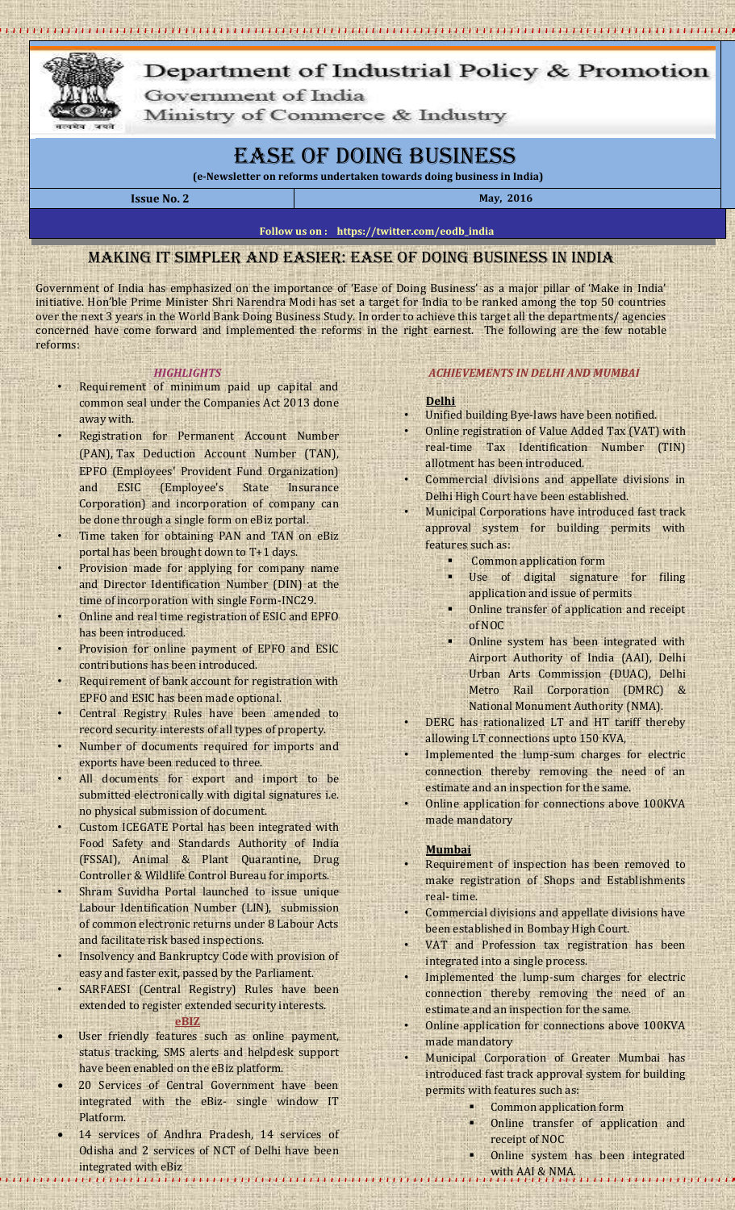# Department of Industrial Policy & Promotion

Government of India

Ministry of Commerce & Industry

# EASE OF DOING BUSINESS

**(e-Newsletter on reforms undertaken towards doing business in India)**

**Issue No. 2** | **May, 2016**

**Follow us on : https://twitter.com/eodb_india**

## MAKING IT SIMPLER AND EASIER: EASE OF DOING BUSINESS IN INDIA

Government of India has emphasized on the importance of 'Ease of Doing Business' as a major pillar of 'Make in India' initiative. Hon'ble Prime Minister Shri Narendra Modi has set a target for India to be ranked among the top 50 countries over the next 3 years in the World Bank Doing Business Study. In order to achieve this target all the departments/ agencies concerned have come forward and implemented the reforms in the right earnest. The following are the few notable reforms:

### *HIGHLIGHTS*

- Requirement of minimum paid up capital and common seal under the Companies Act 2013 done away with.
- Registration for Permanent Account Number (PAN), Tax Deduction Account Number (TAN), EPFO (Employees' Provident Fund Organization) and ESIC (Employee's State Insurance Corporation) and incorporation of company can be done through a single form on eBiz portal.
- Time taken for obtaining PAN and TAN on eBiz portal has been brought down to T+1 days.
- Provision made for applying for company name and Director Identification Number (DIN) at the time of incorporation with single Form-INC29.
- Online and real time registration of ESIC and EPFO has been introduced.
- Provision for online payment of EPFO and ESIC contributions has been introduced.
- Requirement of bank account for registration with EPFO and ESIC has been made optional.
- Central Registry Rules have been amended to record security interests of all types of property.
- Number of documents required for imports and exports have been reduced to three.
- All documents for export and import to be submitted electronically with digital signatures i.e. no physical submission of document.
- Custom ICEGATE Portal has been integrated with Food Safety and Standards Authority of India (FSSAI), Animal & Plant Quarantine, Drug Controller & Wildlife Control Bureau for imports.
- Shram Suvidha Portal launched to issue unique Labour Identification Number (LIN), submission of common electronic returns under 8 Labour Acts and facilitate risk based inspections.
- Insolvency and Bankruptcy Code with provision of easy and faster exit, passed by the Parliament.
- SARFAESI (Central Registry) Rules have been extended to register extended security interests.

#### eBIZ

- User friendly features such as online payment, status tracking, SMS alerts and helpdesk support have been enabled on the eBiz platform.
- 20 Services of Central Government have been integrated with the eBiz- single window IT Platform.
- 14 services of Andhra Pradesh, 14 services of Odisha and 2 services of NCT of Delhi have been integrated with eBiz

### *ACHIEVEMENTS IN DELHI AND MUMBAI*

#### Delhi

- Unified building Bye-laws have been notified.
- Online registration of Value Added Tax (VAT) with real-time Tax Identification Number (TIN) allotment has been introduced.
- Commercial divisions and appellate divisions in Delhi High Court have been established.
- Municipal Corporations have introduced fast track approval system for building permits with features such as:
  - Common application form
  - Use of digital signature for filing application and issue of permits
  - Online transfer of application and receipt of NOC
  - Online system has been integrated with Airport Authority of India (AAI), Delhi Urban Arts Commission (DUAC), Delhi Metro Rail Corporation (DMRC) & National Monument Authority (NMA).
- DERC has rationalized LT and HT tariff thereby allowing LT connections upto 150 KVA,
- Implemented the lump-sum charges for electric connection thereby removing the need of an estimate and an inspection for the same.
- Online application for connections above 100KVA made mandatory

#### Mumbai

- Requirement of inspection has been removed to make registration of Shops and Establishments real- time.
- Commercial divisions and appellate divisions have been established in Bombay High Court.
- VAT and Profession tax registration has been integrated into a single process.
- Implemented the lump-sum charges for electric connection thereby removing the need of an estimate and an inspection for the same.
- Online application for connections above 100KVA made mandatory
- Municipal Corporation of Greater Mumbai has introduced fast track approval system for building permits with features such as:
  - Common application form
  - Online transfer of application and receipt of NOC
  - Online system has been integrated with AAI & NMA.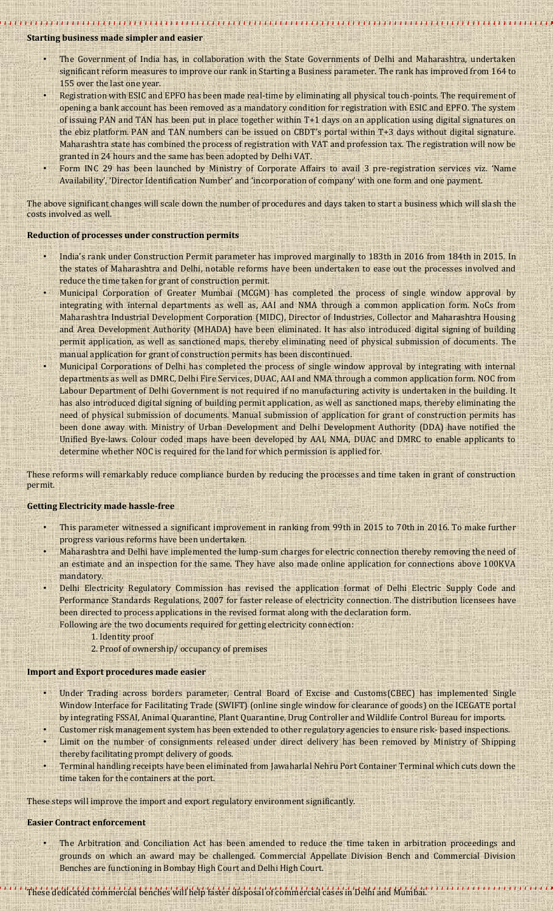**Starting business made simpler and easier**

- The Government of India has, in collaboration with the State Governments of Delhi and Maharashtra, undertaken significant reform measures to improve our rank in Starting a Business parameter. The rank has improved from 164 to 155 over the last one year.
- Registration with ESIC and EPFO has been made real-time by eliminating all physical touch-points. The requirement of opening a bank account has been removed as a mandatory condition for registration with ESIC and EPFO. The system of issuing PAN and TAN has been put in place together within T+1 days on an application using digital signatures on the ebiz platform. PAN and TAN numbers can be issued on CBDT's portal within T+3 days without digital signature. Maharashtra state has combined the process of registration with VAT and profession tax. The registration will now be granted in 24 hours and the same has been adopted by Delhi VAT.
- Form INC 29 has been launched by Ministry of Corporate Affairs to avail 3 pre-registration services viz. 'Name Availability', 'Director Identification Number' and 'incorporation of company' with one form and one payment.

The above significant changes will scale down the number of procedures and days taken to start a business which will sla sh the costs involved as well.

**Reduction of processes under construction permits**

- India's rank under Construction Permit parameter has improved marginally to 183th in 2016 from 184th in 2015. In the states of Maharashtra and Delhi, notable reforms have been undertaken to ease out the processes involved and reduce the time taken for grant of construction permit.
- Municipal Corporation of Greater Mumbai (MCGM) has completed the process of single window approval by integrating with internal departments as well as, AAI and NMA through a common application form. NoCs from Maharashtra Industrial Development Corporation (MIDC), Director of Industries, Collector and Maharashtra Housing and Area Development Authority (MHADA) have been eliminated. It has also introduced digital signing of building permit application, as well as sanctioned maps, thereby eliminating need of physical submission of documents. The manual application for grant of construction permits has been discontinued.
- Municipal Corporations of Delhi has completed the process of single window approval by integrating with internal departments as well as DMRC, Delhi Fire Services, DUAC, AAI and NMA through a common application form. NOC from Labour Department of Delhi Government is not required if no manufacturing activity is undertaken in the building. It has also introduced digital signing of building permit application, as well as sanctioned maps, thereby eliminating the need of physical submission of documents. Manual submission of application for grant of construction permits has been done away with. Ministry of Urban Development and Delhi Development Authority (DDA) have notified the Unified Bye-laws. Colour coded maps have been developed by AAI, NMA, DUAC and DMRC to enable applicants to determine whether NOC is required for the land for which permission is applied for.

These reforms will remarkably reduce compliance burden by reducing the processes and time taken in grant of construction permit.

**Getting Electricity made hassle-free**

- This parameter witnessed a significant improvement in ranking from 99th in 2015 to 70th in 2016. To make further progress various reforms have been undertaken.
- Maharashtra and Delhi have implemented the lump-sum charges for electric connection thereby removing the need of an estimate and an inspection for the same. They have also made online application for connections above 100KVA mandatory.
- Delhi Electricity Regulatory Commission has revised the application format of Delhi Electric Supply Code and Performance Standards Regulations, 2007 for faster release of electricity connection. The distribution licensees have been directed to process applications in the revised format along with the declaration form.
  Following are the two documents required for getting electricity connection:
  1. Identity proof
  2. Proof of ownership/ occupancy of premises

**Import and Export procedures made easier**

- Under Trading across borders parameter, Central Board of Excise and Customs(CBEC) has implemented Single Window Interface for Facilitating Trade (SWIFT) (online single window for clearance of goods) on the ICEGATE portal by integrating FSSAI, Animal Quarantine, Plant Quarantine, Drug Controller and Wildlife Control Bureau for imports.
- Customer risk management system has been extended to other regulatory agencies to ensure risk- based inspections.
- Limit on the number of consignments released under direct delivery has been removed by Ministry of Shipping thereby facilitating prompt delivery of goods.
- Terminal handling receipts have been eliminated from Jawaharlal Nehru Port Container Terminal which cuts down the time taken for the containers at the port.

These steps will improve the import and export regulatory environment significantly.

**Easier Contract enforcement**

- The Arbitration and Conciliation Act has been amended to reduce the time taken in arbitration proceedings and grounds on which an award may be challenged. Commercial Appellate Division Bench and Commercial Division Benches are functioning in Bombay High Court and Delhi High Court.

These dedicated commercial benches will help faster disposal of commercial cases in Delhi and Mumbai.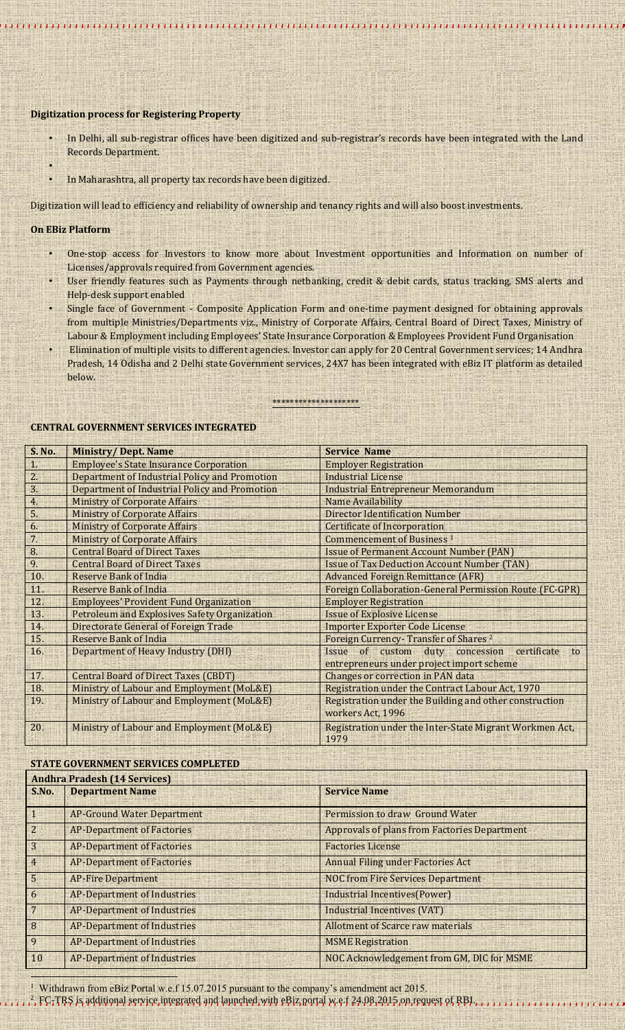**Digitization process for Registering Property**

- In Delhi, all sub-registrar offices have been digitized and sub-registrar's records have been integrated with the Land Records Department.
- 
- In Maharashtra, all property tax records have been digitized.

Digitization will lead to efficiency and reliability of ownership and tenancy rights and will also boost investments.

**On EBiz Platform**

- One-stop access for Investors to know more about Investment opportunities and Information on number of Licenses/approvals required from Government agencies.
- User friendly features such as Payments through netbanking, credit & debit cards, status tracking, SMS alerts and Help-desk support enabled
- Single face of Government - Composite Application Form and one-time payment designed for obtaining approvals from multiple Ministries/Departments viz., Ministry of Corporate Affairs, Central Board of Direct Taxes, Ministry of Labour & Employment including Employees' State Insurance Corporation & Employees Provident Fund Organisation
- Elimination of multiple visits to different agencies. Investor can apply for 20 Central Government services; 14 Andhra Pradesh, 14 Odisha and 2 Delhi state Government services, 24X7 has been integrated with eBiz IT platform as detailed below.

*******************

**CENTRAL GOVERNMENT SERVICES INTEGRATED**

| S. No. | Ministry/ Dept. Name | Service Name |
|---|---|---|
| 1. | Employee's State Insurance Corporation | Employer Registration |
| 2. | Department of Industrial Policy and Promotion | Industrial License |
| 3. | Department of Industrial Policy and Promotion | Industrial Entrepreneur Memorandum |
| 4. | Ministry of Corporate Affairs | Name Availability |
| 5. | Ministry of Corporate Affairs | Director Identification Number |
| 6. | Ministry of Corporate Affairs | Certificate of Incorporation |
| 7. | Ministry of Corporate Affairs | Commencement of Business [1] |
| 8. | Central Board of Direct Taxes | Issue of Permanent Account Number (PAN) |
| 9. | Central Board of Direct Taxes | Issue of Tax Deduction Account Number (TAN) |
| 10. | Reserve Bank of India | Advanced Foreign Remittance (AFR) |
| 11. | Reserve Bank of India | Foreign Collaboration-General Permission Route (FC-GPR) |
| 12. | Employees' Provident Fund Organization | Employer Registration |
| 13. | Petroleum and Explosives Safety Organization | Issue of Explosive License |
| 14. | Directorate General of Foreign Trade | Importer Exporter Code License |
| 15. | Reserve Bank of India | Foreign Currency- Transfer of Shares [2] |
| 16. | Department of Heavy Industry (DHI) | Issue of custom duty concession certificate to entrepreneurs under project import scheme |
| 17. | Central Board of Direct Taxes (CBDT) | Changes or correction in PAN data |
| 18. | Ministry of Labour and Employment (MoL&E) | Registration under the Contract Labour Act, 1970 |
| 19. | Ministry of Labour and Employment (MoL&E) | Registration under the Building and other construction workers Act, 1996 |
| 20. | Ministry of Labour and Employment (MoL&E) | Registration under the Inter-State Migrant Workmen Act, 1979 |

**STATE GOVERNMENT SERVICES COMPLETED**

| Andhra Pradesh (14 Services) | | |
|---|---|---|
| S.No. | Department Name | Service Name |
| 1 | AP-Ground Water Department | Permission to draw Ground Water |
| 2 | AP-Department of Factories | Approvals of plans from Factories Department |
| 3 | AP-Department of Factories | Factories License |
| 4 | AP-Department of Factories | Annual Filing under Factories Act |
| 5 | AP-Fire Department | NOC from Fire Services Department |
| 6 | AP-Department of Industries | Industrial Incentives(Power) |
| 7 | AP-Department of Industries | Industrial Incentives (VAT) |
| 8 | AP-Department of Industries | Allotment of Scarce raw materials |
| 9 | AP-Department of Industries | MSME Registration |
| 10 | AP-Department of Industries | NOC Acknowledgement from GM, DIC for MSME |

[1] Withdrawn from eBiz Portal w.e.f 15.07.2015 pursuant to the company's amendment act 2015.

[2] FC-TRS is additional service integrated and launched with eBiz portal w.e.f 24.08.2015 on request of RBI.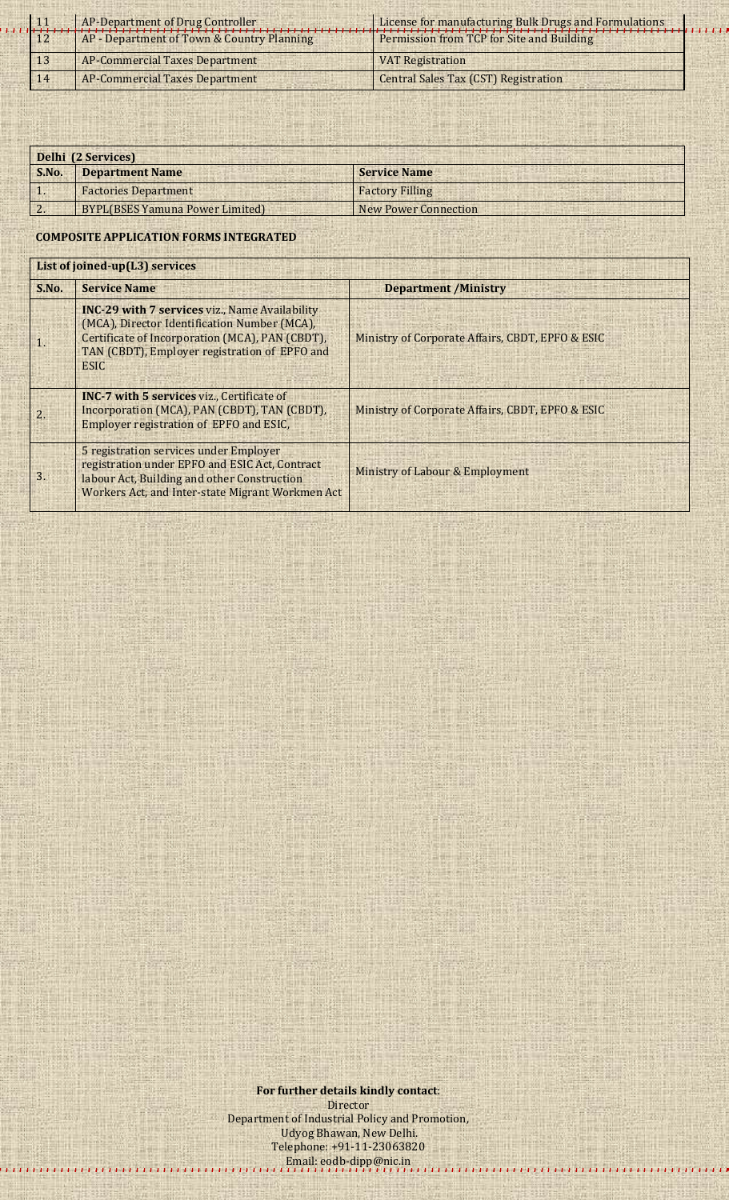| | | |
|---|---|---|
| 11 | AP-Department of Drug Controller | License for manufacturing Bulk Drugs and Formulations |
| 12 | AP - Department of Town & Country Planning | Permission from TCP for Site and Building |
| 13 | AP-Commercial Taxes Department | VAT Registration |
| 14 | AP-Commercial Taxes Department | Central Sales Tax (CST) Registration |

| Delhi (2 Services) | | |
|---|---|---|
| **S.No.** | **Department Name** | **Service Name** |
| 1. | Factories Department | Factory Filling |
| 2. | BYPL(BSES Yamuna Power Limited) | New Power Connection |

**COMPOSITE APPLICATION FORMS INTEGRATED**

| List of joined-up(L3) services | | |
|---|---|---|
| **S.No.** | **Service Name** | **Department /Ministry** |
| 1. | **INC-29 with 7 services** viz., Name Availability (MCA), Director Identification Number (MCA), Certificate of Incorporation (MCA), PAN (CBDT), TAN (CBDT), Employer registration of EPFO and ESIC | Ministry of Corporate Affairs, CBDT, EPFO & ESIC |
| 2. | **INC-7 with 5 services** viz., Certificate of Incorporation (MCA), PAN (CBDT), TAN (CBDT), Employer registration of EPFO and ESIC, | Ministry of Corporate Affairs, CBDT, EPFO & ESIC |
| 3. | 5 registration services under Employer registration under EPFO and ESIC Act, Contract labour Act, Building and other Construction Workers Act, and Inter-state Migrant Workmen Act | Ministry of Labour & Employment |

**For further details kindly contact**:

Director
Department of Industrial Policy and Promotion,
Udyog Bhawan, New Delhi.
Telephone: +91-11-23063820
Email: eodb-dipp@nic.in